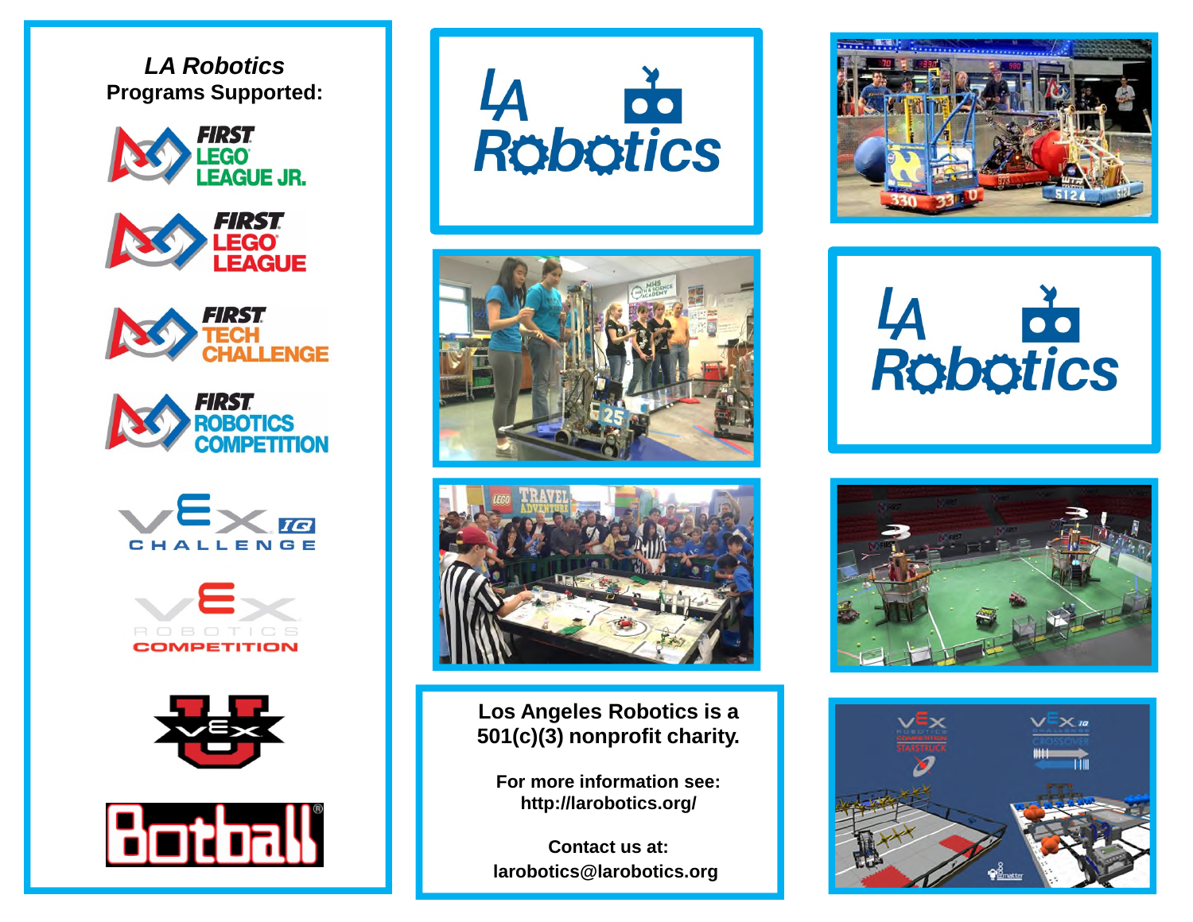## *LA Robotics* Programs Supported:

- FIRST LEGO LEAGUE JR.
- FIRST LEGO LEAGUE
- FIRST TECH CHALLENGE
- FIRST ROBOTICS COMPETITION
- VEX IQ CHALLENGE
- VEX ROBOTICS COMPETITION
- VEX U
- Botball

# LA Robotics

Los Angeles Robotics is a 501(c)(3) nonprofit charity.

For more information see:
http://larobotics.org/

Contact us at:
larobotics@larobotics.org

# LA Robotics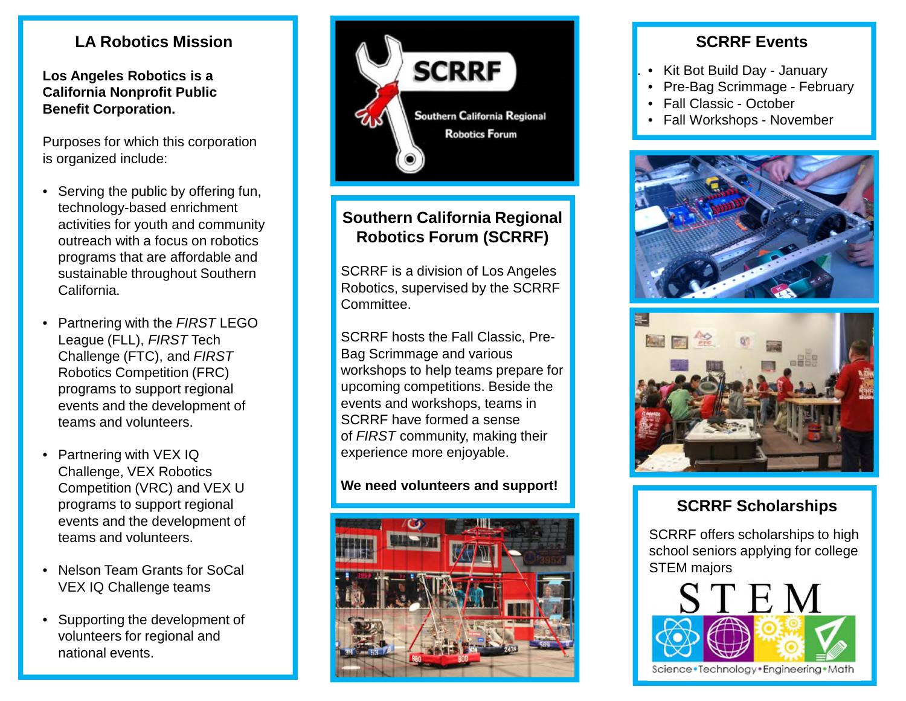## LA Robotics Mission

**Los Angeles Robotics is a California Nonprofit Public Benefit Corporation.**

Purposes for which this corporation is organized include:

- Serving the public by offering fun, technology-based enrichment activities for youth and community outreach with a focus on robotics programs that are affordable and sustainable throughout Southern California.
- Partnering with the *FIRST* LEGO League (FLL), *FIRST* Tech Challenge (FTC), and *FIRST* Robotics Competition (FRC) programs to support regional events and the development of teams and volunteers.
- Partnering with VEX IQ Challenge, VEX Robotics Competition (VRC) and VEX U programs to support regional events and the development of teams and volunteers.
- Nelson Team Grants for SoCal VEX IQ Challenge teams
- Supporting the development of volunteers for regional and national events.

SCRRF
Southern California Regional Robotics Forum

## Southern California Regional Robotics Forum (SCRRF)

SCRRF is a division of Los Angeles Robotics, supervised by the SCRRF Committee.

SCRRF hosts the Fall Classic, Pre-Bag Scrimmage and various workshops to help teams prepare for upcoming competitions. Beside the events and workshops, teams in SCRRF have formed a sense of *FIRST* community, making their experience more enjoyable.

**We need volunteers and support!**

## SCRRF Events

- Kit Bot Build Day - January
- Pre-Bag Scrimmage - February
- Fall Classic - October
- Fall Workshops - November

## SCRRF Scholarships

SCRRF offers scholarships to high school seniors applying for college STEM majors

STEM
Science • Technology • Engineering • Math